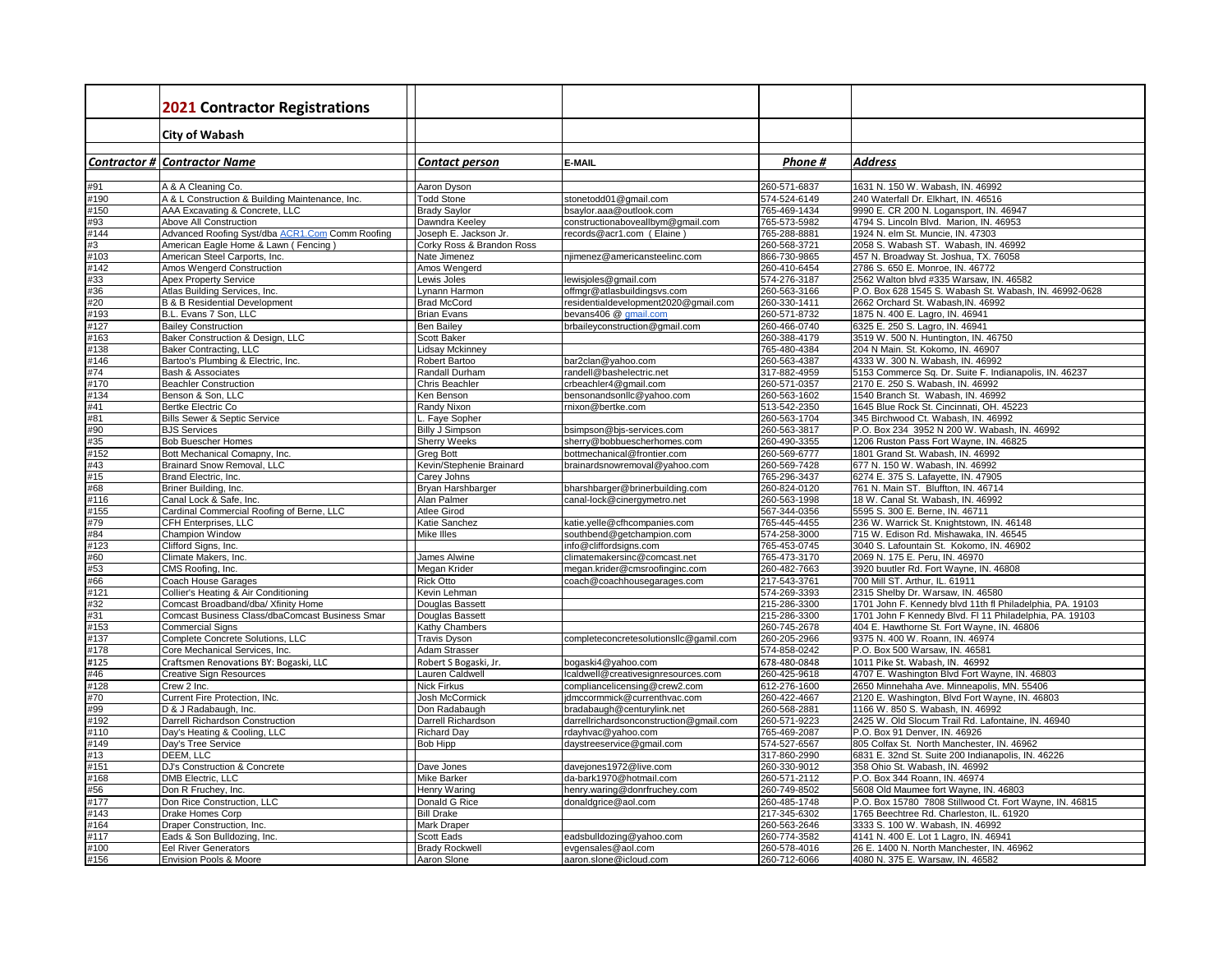## 2021 Contractor Registrations

### City of Wabash

| Contractor # | Contractor Name | Contact person | E-MAIL | Phone # | Address |
|---|---|---|---|---|---|
| #91 | A & A Cleaning Co. | Aaron Dyson | | 260-571-6837 | 1631 N. 150 W. Wabash, IN. 46992 |
| #190 | A & L Construction & Building Maintenance, Inc. | Todd Stone | stonetodd01@gmail.com | 574-524-6149 | 240 Waterfall Dr. Elkhart, IN. 46516 |
| #150 | AAA Excavating & Concrete, LLC | Brady Saylor | bsaylor.aaa@outlook.com | 765-469-1434 | 9990 E. CR 200 N. Logansport, IN. 46947 |
| #93 | Above All Construction | Dawndra Keeley | constructionaboveallbym@gmail.com | 765-573-5982 | 4794 S. Lincoln Blvd. Marion, IN. 46953 |
| #144 | Advanced Roofing Syst/dba ACR1.Com Comm Roofing | Joseph E. Jackson Jr. | records@acr1.com ( Elaine ) | 765-288-8881 | 1924 N. elm St. Muncie, IN. 47303 |
| #3 | American Eagle Home & Lawn ( Fencing ) | Corky Ross & Brandon Ross | | 260-568-3721 | 2058 S. Wabash ST. Wabash, IN. 46992 |
| #103 | American Steel Carports, Inc. | Nate Jimenez | njimenez@americansteelinc.com | 866-730-9865 | 457 N. Broadway St. Joshua, TX. 76058 |
| #142 | Amos Wengerd Construction | Amos Wengerd | | 260-410-6454 | 2786 S. 650 E. Monroe, IN. 46772 |
| #33 | Apex Property Service | Lewis Joles | lewisjoles@gmail.com | 574-276-3187 | 2562 Walton blvd #335 Warsaw, IN. 46582 |
| #36 | Atlas Building Services, Inc. | Lynann Harmon | offmgr@atlasbuildingsvs.com | 260-563-3166 | P.O. Box 628 1545 S. Wabash St. Wabash, IN. 46992-0628 |
| #20 | B & B Residential Development | Brad McCord | residentialdevelopment2020@gmail.com | 260-330-1411 | 2662 Orchard St. Wabash,IN. 46992 |
| #193 | B.L. Evans 7 Son, LLC | Brian Evans | bevans406 @ gmail.com | 260-571-8732 | 1875 N. 400 E. Lagro, IN. 46941 |
| #127 | Bailey Construction | Ben Bailey | brbaileyconstruction@gmail.com | 260-466-0740 | 6325 E. 250 S. Lagro, IN. 46941 |
| #163 | Baker Construction & Design, LLC | Scott Baker | | 260-388-4179 | 3519 W. 500 N. Huntington, IN. 46750 |
| #138 | Baker Contracting, LLC | Lidsay Mckinney | | 765-480-4384 | 204 N Main. St. Kokomo, IN. 46907 |
| #146 | Bartoo's Plumbing & Electric, Inc. | Robert Bartoo | bar2clan@yahoo.com | 260-563-4387 | 4333 W. 300 N. Wabash, IN. 46992 |
| #74 | Bash & Associates | Randall Durham | randell@bashelectric.net | 317-882-4959 | 5153 Commerce Sq. Dr. Suite F. Indianapolis, IN. 46237 |
| #170 | Beachler Construction | Chris Beachler | crbeachler4@gmail.com | 260-571-0357 | 2170 E. 250 S. Wabash, IN. 46992 |
| #134 | Benson & Son, LLC | Ken Benson | bensonandsonllc@yahoo.com | 260-563-1602 | 1540 Branch St. Wabash, IN. 46992 |
| #41 | Bertke Electric Co | Randy Nixon | rnixon@bertke.com | 513-542-2350 | 1645 Blue Rock St. Cincinnati, OH. 45223 |
| #81 | Bills Sewer & Septic Service | L. Faye Sopher | | 260-563-1704 | 345 Birchwood Ct. Wabash, IN. 46992 |
| #90 | BJS Services | Billy J Simpson | bsimpson@bjs-services.com | 260-563-3817 | P.O. Box 234 3952 N 200 W. Wabash, IN. 46992 |
| #35 | Bob Buescher Homes | Sherry Weeks | sherry@bobbuescherhomes.com | 260-490-3355 | 1206 Ruston Pass Fort Wayne, IN. 46825 |
| #152 | Bott Mechanical Comapny, Inc. | Greg Bott | bottmechanical@frontier.com | 260-569-6777 | 1801 Grand St. Wabash, IN. 46992 |
| #43 | Brainard Snow Removal, LLC | Kevin/Stephenie Brainard | brainardsnowremoval@yahoo.com | 260-569-7428 | 677 N. 150 W. Wabash, IN. 46992 |
| #15 | Brand Electric, Inc. | Carey Johns | | 765-296-3437 | 6274 E. 375 S. Lafayette, IN. 47905 |
| #68 | Briner Building, Inc. | Bryan Harshbarger | bharshbarger@brinerbuilding.com | 260-824-0120 | 761 N. Main ST. Bluffton, IN. 46714 |
| #116 | Canal Lock & Safe, Inc. | Alan Palmer | canal-lock@cinergymetro.net | 260-563-1998 | 18 W. Canal St. Wabash, IN. 46992 |
| #155 | Cardinal Commercial Roofing of Berne, LLC | Atlee Girod | | 567-344-0356 | 5595 S. 300 E. Berne, IN. 46711 |
| #79 | CFH Enterprises, LLC | Katie Sanchez | katie.yelle@cfhcompanies.com | 765-445-4455 | 236 W. Warrick St. Knightstown, IN. 46148 |
| #84 | Champion Window | Mike Illes | southbend@getchampion.com | 574-258-3000 | 715 W. Edison Rd. Mishawaka, IN. 46545 |
| #123 | Clifford Signs, Inc. | | info@cliffordsigns.com | 765-453-0745 | 3040 S. Lafountain St. Kokomo, IN. 46902 |
| #60 | Climate Makers, Inc. | James Alwine | climatemakersinc@comcast.net | 765-473-3170 | 2069 N. 175 E. Peru, IN. 46970 |
| #53 | CMS Roofing, Inc. | Megan Krider | megan.krider@cmsroofinginc.com | 260-482-7663 | 3920 buutler Rd. Fort Wayne, IN. 46808 |
| #66 | Coach House Garages | Rick Otto | coach@coachhousegarages.com | 217-543-3761 | 700 Mill ST. Arthur, IL. 61911 |
| #121 | Collier's Heating & Air Conditioning | Kevin Lehman | | 574-269-3393 | 2315 Shelby Dr. Warsaw, IN. 46580 |
| #32 | Comcast Broadband/dba/ Xfinity Home | Douglas Bassett | | 215-286-3300 | 1701 John F. Kennedy blvd 11th fl Philadelphia, PA. 19103 |
| #31 | Comcast Business Class/dbaComcast Business Smar | Douglas Bassett | | 215-286-3300 | 1701 John F Kennedy Blvd. Fl 11 Philadelphia, PA. 19103 |
| #153 | Commercial Signs | Kathy Chambers | | 260-745-2678 | 404 E. Hawthorne St. Fort Wayne, IN. 46806 |
| #137 | Complete Concrete Solutions, LLC | Travis Dyson | completeconcretesolutionsllc@gamil.com | 260-205-2966 | 9375 N. 400 W. Roann, IN. 46974 |
| #178 | Core Mechanical Services, Inc. | Adam Strasser | | 574-858-0242 | P.O. Box 500 Warsaw, IN. 46581 |
| #125 | Craftsmen Renovations BY: Bogaski, LLC | Robert S Bogaski, Jr. | bogaski4@yahoo.com | 678-480-0848 | 1011 Pike St. Wabash, IN. 46992 |
| #46 | Creative Sign Resources | Lauren Caldwell | lcaldwell@creativesignresources.com | 260-425-9618 | 4707 E. Washington Blvd Fort Wayne, IN. 46803 |
| #128 | Crew 2 Inc. | Nick Firkus | compliancelicensing@crew2.com | 612-276-1600 | 2650 Minnehaha Ave. Minneapolis, MN. 55406 |
| #70 | Current Fire Protection, INc. | Josh McCormick | jdmccormick@currenthvac.com | 260-422-4667 | 2120 E. Washington, Blvd Fort Wayne, IN. 46803 |
| #99 | D & J Radabaugh, Inc. | Don Radabaugh | bradabaugh@centurylink.net | 260-568-2881 | 1166 W. 850 S. Wabash, IN. 46992 |
| #192 | Darrell Richardson Construction | Darrell Richardson | darrellrichardsonconstruction@gmail.com | 260-571-9223 | 2425 W. Old Slocum Trail Rd. Lafontaine, IN. 46940 |
| #110 | Day's Heating & Cooling, LLC | Richard Day | rdayhvac@yahoo.com | 765-469-2087 | P.O. Box 91 Denver, IN. 46926 |
| #149 | Day's Tree Service | Bob Hipp | daystreeservice@gmail.com | 574-527-6567 | 805 Colfax St. North Manchester, IN. 46962 |
| #13 | DEEM, LLC | | | 317-860-2990 | 6831 E. 32nd St. Suite 200 Indianapolis, IN. 46226 |
| #151 | DJ's Construction & Concrete | Dave Jones | davejones1972@live.com | 260-330-9012 | 358 Ohio St. Wabash, IN. 46992 |
| #168 | DMB Electric, LLC | Mike Barker | da-bark1970@hotmail.com | 260-571-2112 | P.O. Box 344 Roann, IN. 46974 |
| #56 | Don R Fruchey, Inc. | Henry Waring | henry.waring@donrfruchey.com | 260-749-8502 | 5608 Old Maumee fort Wayne, IN. 46803 |
| #177 | Don Rice Construction, LLC | Donald G Rice | donaldgrice@aol.com | 260-485-1748 | P.O. Box 15780 7808 Stillwood Ct. Fort Wayne, IN. 46815 |
| #143 | Drake Homes Corp | Bill Drake | | 217-345-6302 | 1765 Beechtree Rd. Charleston, IL. 61920 |
| #164 | Draper Construction, Inc. | Mark Draper | | 260-563-2646 | 3333 S. 100 W. Wabash, IN. 46992 |
| #117 | Eads & Son Bulldozing, Inc. | Scott Eads | eadsbulldozing@yahoo.com | 260-774-3582 | 4141 N. 400 E. Lot 1 Lagro, IN. 46941 |
| #100 | Eel River Generators | Brady Rockwell | evgensales@aol.com | 260-578-4016 | 26 E. 1400 N. North Manchester, IN. 46962 |
| #156 | Envision Pools & Moore | Aaron Slone | aaron.slone@icloud.com | 260-712-6066 | 4080 N. 375 E. Warsaw, IN. 46582 |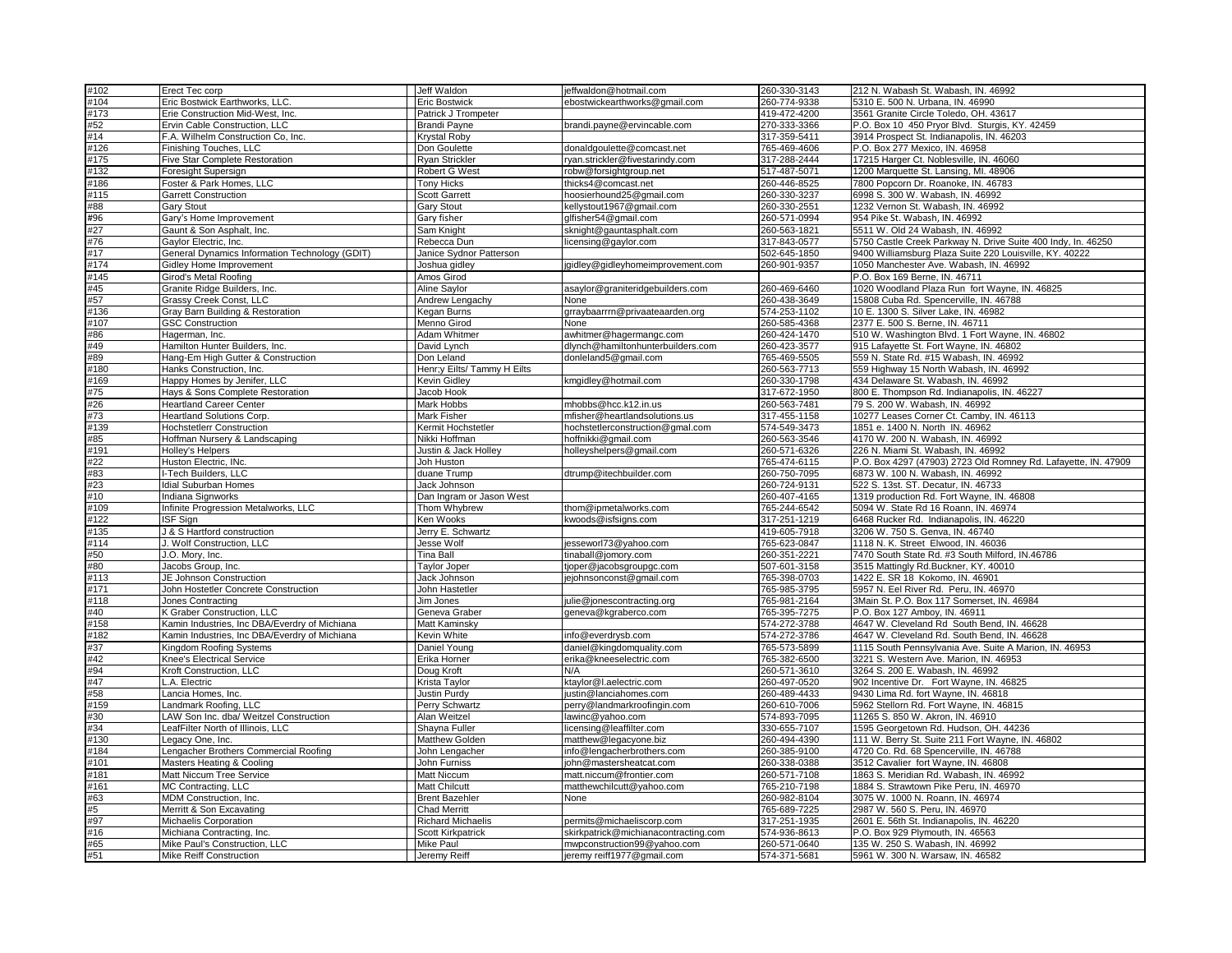| #102 | Erect Tec corp | Jeff Waldon | jeffwaldon@hotmail.com | 260-330-3143 | 212 N. Wabash St. Wabash, IN. 46992 |
|---|---|---|---|---|---|
| #104 | Eric Bostwick Earthworks, LLC. | Eric Bostwick | ebostwickearthworks@gmail.com | 260-774-9338 | 5310 E. 500 N. Urbana, IN. 46990 |
| #173 | Erie Construction Mid-West, Inc. | Patrick J Trompeter | | 419-472-4200 | 3561 Granite Circle Toledo, OH. 43617 |
| #52 | Ervin Cable Construction, LLC | Brandi Payne | brandi.payne@ervincable.com | 270-333-3366 | P.O. Box 10 450 Pryor Blvd. Sturgis, KY. 42459 |
| #14 | F.A. Wilhelm Construction Co, Inc. | Krystal Roby | | 317-359-5411 | 3914 Prospect St. Indianapolis, IN. 46203 |
| #126 | Finishing Touches, LLC | Don Goulette | donaldgoulette@comcast.net | 765-469-4606 | P.O. Box 277 Mexico, IN. 46958 |
| #175 | Five Star Complete Restoration | Ryan Strickler | ryan.strickler@fivestarindy.com | 317-288-2444 | 17215 Harger Ct. Noblesville, IN. 46060 |
| #132 | Foresight Supersign | Robert G West | robw@forsightgroup.net | 517-487-5071 | 1200 Marquette St. Lansing, MI. 48906 |
| #186 | Foster & Park Homes, LLC | Tony Hicks | thicks4@comcast.net | 260-446-8525 | 7800 Popcorn Dr. Roanoke, IN. 46783 |
| #115 | Garrett Construction | Scott Garrett | hoosierhound25@gmail.com | 260-330-3237 | 6998 S. 300 W. Wabash, IN. 46992 |
| #88 | Gary Stout | Gary Stout | kellystout1967@gmail.com | 260-330-2551 | 1232 Vernon St. Wabash, IN. 46992 |
| #96 | Gary's Home Improvement | Gary fisher | glfisher54@gmail.com | 260-571-0994 | 954 Pike St. Wabash, IN. 46992 |
| #27 | Gaunt & Son Asphalt, Inc. | Sam Knight | sknight@gauntasphalt.com | 260-563-1821 | 5511 W. Old 24 Wabash, IN. 46992 |
| #76 | Gaylor Electric, Inc. | Rebecca Dun | licensing@gaylor.com | 317-843-0577 | 5750 Castle Creek Parkway N. Drive Suite 400 Indy, In. 46250 |
| #17 | General Dynamics Information Technology (GDIT) | Janice Sydnor Patterson | | 502-645-1850 | 9400 Williamsburg Plaza Suite 220 Louisville, KY. 40222 |
| #174 | Gidley Home Improvement | Joshua gidley | jgidley@gidleyhomeimprovement.com | 260-901-9357 | 1050 Manchester Ave. Wabash, IN. 46992 |
| #145 | Girod's Metal Roofing | Amos Girod | | | P.O. Box 169 Berne, IN. 46711 |
| #45 | Granite Ridge Builders, Inc. | Aline Saylor | asaylor@graniteridgebuilders.com | 260-469-6460 | 1020 Woodland Plaza Run fort Wayne, IN. 46825 |
| #57 | Grassy Creek Const, LLC | Andrew Lengachy | None | 260-438-3649 | 15808 Cuba Rd. Spencerville, IN. 46788 |
| #136 | Gray Barn Building & Restoration | Kegan Burns | grraybaarrrn@privaateaarden.org | 574-253-1102 | 10 E. 1300 S. Silver Lake, IN. 46982 |
| #107 | GSC Construction | Menno Girod | None | 260-585-4368 | 2377 E. 500 S. Berne, IN. 46711 |
| #86 | Hagerman, Inc. | Adam Whitmer | awhitmer@hagermangc.com | 260-424-1470 | 510 W. Washington Blvd. 1 Fort Wayne, IN. 46802 |
| #49 | Hamilton Hunter Builders, Inc. | David Lynch | dlynch@hamiltonhunterbuilders.com | 260-423-3577 | 915 Lafayette St. Fort Wayne, IN. 46802 |
| #89 | Hang-Em High Gutter & Construction | Don Leland | donleland5@gmail.com | 765-469-5505 | 559 N. State Rd. #15 Wabash, IN. 46992 |
| #180 | Hanks Construction, Inc. | Henr;y Eilts/ Tammy H Eilts | | 260-563-7713 | 559 Highway 15 North Wabash, IN. 46992 |
| #169 | Happy Homes by Jenifer, LLC | Kevin Gidley | kmgidley@hotmail.com | 260-330-1798 | 434 Delaware St. Wabash, IN. 46992 |
| #75 | Hays & Sons Complete Restoration | Jacob Hook | | 317-672-1950 | 800 E. Thompson Rd. Indianapolis, IN. 46227 |
| #26 | Heartland Career Center | Mark Hobbs | mhobbs@hcc.k12.in.us | 260-563-7481 | 79 S. 200 W. Wabash, IN. 46992 |
| #73 | Heartland Solutions Corp. | Mark Fisher | mfisher@heartlandsolutions.us | 317-455-1158 | 10277 Leases Corner Ct. Camby, IN. 46113 |
| #139 | Hochstetlerr Construction | Kermit Hochstetler | hochstetlerconstruction@gmal.com | 574-549-3473 | 1851 e. 1400 N. North IN. 46962 |
| #85 | Hoffman Nursery & Landscaping | Nikki Hoffman | hoffnikki@gmail.com | 260-563-3546 | 4170 W. 200 N. Wabash, IN. 46992 |
| #191 | Holley's Helpers | Justin & Jack Holley | holleyshelpers@gmail.com | 260-571-6326 | 226 N. Miami St. Wabash, IN. 46992 |
| #22 | Huston Electric, INc. | Joh Huston | | 765-474-6115 | P.O. Box 4297 (47903) 2723 Old Romney Rd. Lafayette, IN. 47909 |
| #83 | I-Tech Builders, LLC | duane Trump | dtrump@itechbuilder.com | 260-750-7095 | 6873 W. 100 N. Wabash, IN. 46992 |
| #23 | Idial Suburban Homes | Jack Johnson | | 260-724-9131 | 522 S. 13st. ST. Decatur, IN. 46733 |
| #10 | Indiana Signworks | Dan Ingram or Jason West | | 260-407-4165 | 1319 production Rd. Fort Wayne, IN. 46808 |
| #109 | Infinite Progression Metalworks, LLC | Thom Whybrew | thom@ipmetalworks.com | 765-244-6542 | 5094 W. State Rd 16 Roann, IN. 46974 |
| #122 | ISF Sign | Ken Wooks | kwoods@isfsigns.com | 317-251-1219 | 6468 Rucker Rd. Indianapolis, IN. 46220 |
| #135 | J & S Hartford construction | Jerry E. Schwartz | | 419-605-7918 | 3206 W. 750 S. Genva, IN. 46740 |
| #114 | J. Wolf Construction, LLC | Jesse Wolf | jesseworl73@yahoo.com | 765-623-0847 | 1118 N. K. Street Elwood, IN. 46036 |
| #50 | J.O. Mory, Inc. | Tina Ball | tinaball@jomory.com | 260-351-2221 | 7470 South State Rd. #3 South Milford, IN.46786 |
| #80 | Jacobs Group, Inc. | Taylor Joper | tjoper@jacobsgroupgc.com | 507-601-3158 | 3515 Mattingly Rd.Buckner, KY. 40010 |
| #113 | JE Johnson Construction | Jack Johnson | jejohnsonconst@gmail.com | 765-398-0703 | 1422 E. SR 18 Kokomo, IN. 46901 |
| #171 | John Hostetler Concrete Construction | John Hastetler | | 765-985-3795 | 5957 N. Eel River Rd. Peru, IN. 46970 |
| #118 | Jones Contracting | Jim Jones | julie@jonescontracting.org | 765-981-2164 | 3Main St. P.O. Box 117 Somerset, IN. 46984 |
| #40 | K Graber Construction, LLC | Geneva Graber | geneva@kgraberco.com | 765-395-7275 | P.O. Box 127 Amboy, IN. 46911 |
| #158 | Kamin Industries, Inc DBA/Everdry of Michiana | Matt Kaminsky | | 574-272-3788 | 4647 W. Cleveland Rd South Bend, IN. 46628 |
| #182 | Kamin Industries, Inc DBA/Everdry of Michiana | Kevin White | info@everdrysb.com | 574-272-3786 | 4647 W. Cleveland Rd South Bend, IN. 46628 |
| #37 | Kingdom Roofing Systems | Daniel Young | daniel@kingdomquality.com | 765-573-5899 | 1115 South Pennsylvania Ave. Suite A Marion, IN. 46953 |
| #42 | Knee's Electrical Service | Erika Horner | erika@kneeselectric.com | 765-382-6500 | 3221 S. Western Ave. Marion, IN. 46953 |
| #94 | Kroft Construction, LLC | Doug Kroft | N/A | 260-571-3610 | 3264 S. 200 E. Wabash, IN. 46992 |
| #47 | L.A. Electric | Krista Taylor | ktaylor@l.aelectric.com | 260-497-0520 | 902 Incentive Dr. Fort Wayne, IN. 46825 |
| #58 | Lancia Homes, Inc. | Justin Purdy | justin@lanciahomes.com | 260-489-4433 | 9430 Lima Rd. fort Wayne, IN. 46818 |
| #159 | Landmark Roofing, LLC | Perry Schwartz | perry@landmarkroofingin.com | 260-610-7006 | 5962 Stellorn Rd. Fort Wayne, IN. 46815 |
| #30 | LAW Son Inc. dba/ Weitzel Construction | Alan Weitzel | lawinc@yahoo.com | 574-893-7095 | 11265 S. 850 W. Akron, IN. 46910 |
| #34 | LeafFilter North of Illinois, LLC | Shayna Fuller | licensing@leaffilter.com | 330-655-7107 | 1595 Georgetown Rd. Hudson, OH. 44236 |
| #130 | Legacy One, Inc. | Matthew Golden | matthew@legacyone.biz | 260-494-4390 | 111 W. Berry St. Suite 211 Fort Wayne, IN. 46802 |
| #184 | Lengacher Brothers Commercial Roofing | John Lengacher | info@lengacherbrothers.com | 260-385-9100 | 4720 Co. Rd. 68 Spencerville, IN. 46788 |
| #101 | Masters Heating & Cooling | John Furniss | john@mastersheatcat.com | 260-338-0388 | 3512 Cavalier fort Wayne, IN. 46808 |
| #181 | Matt Niccum Tree Service | Matt Niccum | matt.niccum@frontier.com | 260-571-7108 | 1863 S. Meridian Rd. Wabash, IN. 46992 |
| #161 | MC Contracting, LLC | Matt Chilcutt | matthewchilcutt@yahoo.com | 765-210-7198 | 1884 S. Strawtown Pike Peru, IN. 46970 |
| #63 | MDM Construction, Inc. | Brent Bazehler | None | 260-982-8104 | 3075 W. 1000 N. Roann, IN. 46974 |
| #5 | Merritt & Son Excavating | Chad Merritt | | 765-689-7225 | 2987 W. 560 S. Peru, IN. 46970 |
| #97 | Michaelis Corporation | Richard Michaelis | permits@michaeliscorp.com | 317-251-1935 | 2601 E. 56th St. Indianapolis, IN. 46220 |
| #16 | Michiana Contracting, Inc. | Scott Kirkpatrick | skirkpatrick@michianacontracting.com | 574-936-8613 | P.O. Box 929 Plymouth, IN. 46563 |
| #65 | Mike Paul's Construction, LLC | Mike Paul | mwpconstruction99@yahoo.com | 260-571-0640 | 135 W. 250 S. Wabash, IN. 46992 |
| #51 | Mike Reiff Construction | Jeremy Reiff | jeremy reiff1977@gmail.com | 574-371-5681 | 5961 W. 300 N. Warsaw, IN. 46582 |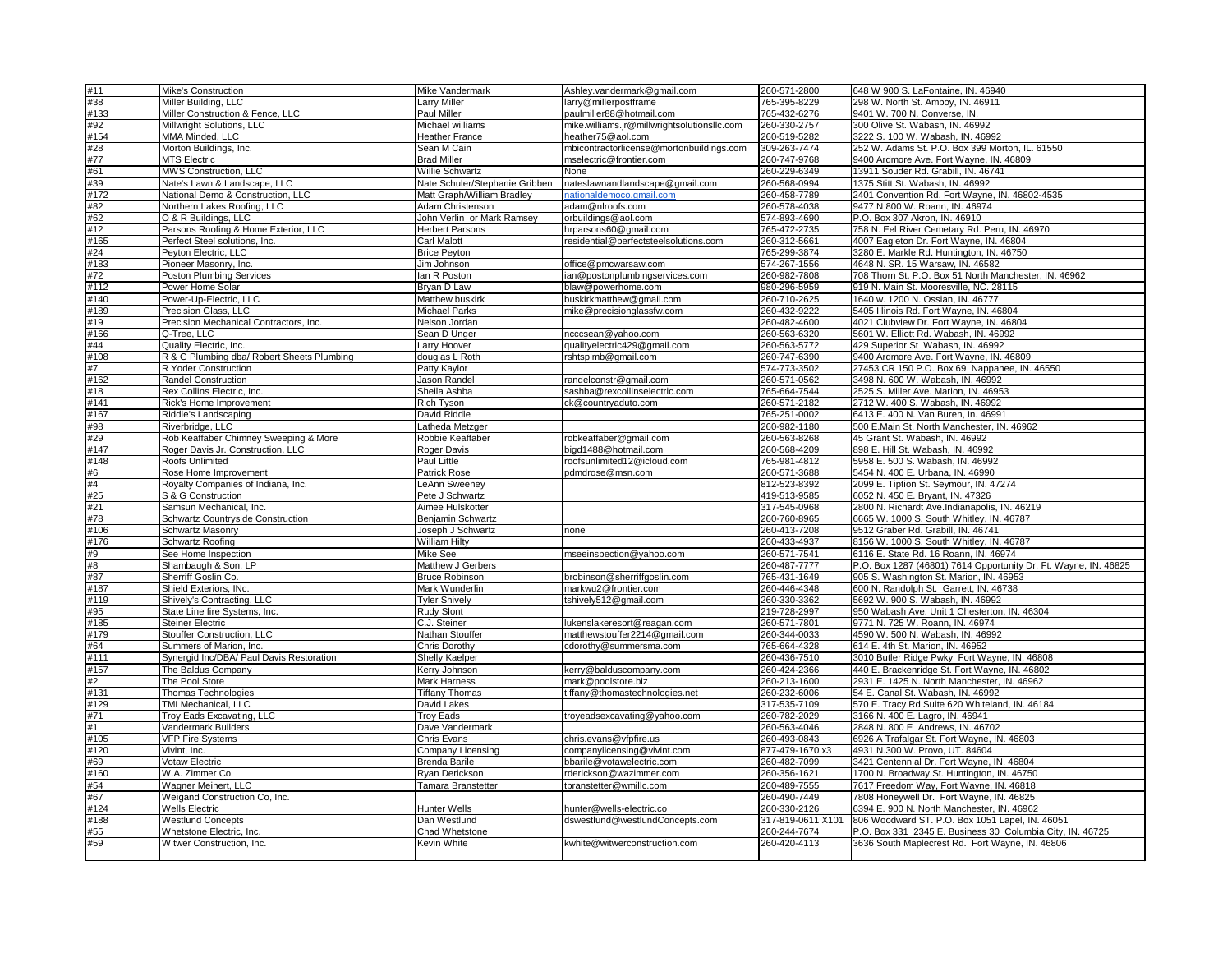| | | | | | |
|---|---|---|---|---|---|
| #11 | Mike's Construction | Mike Vandermark | Ashley.vandermark@gmail.com | 260-571-2800 | 648 W 900 S. LaFontaine, IN. 46940 |
| #38 | Miller Building, LLC | Larry Miller | larry@millerpostframe | 765-395-8229 | 298 W. North St. Amboy, IN. 46911 |
| #133 | Miller Construction & Fence, LLC | Paul Miller | paulmiller88@hotmail.com | 765-432-6276 | 9401 W. 700 N. Converse, IN. |
| #92 | Millwright Solutions, LLC | Michael williams | mike.williams.jr@millwrightsolutionsllc.com | 260-330-2757 | 300 Olive St. Wabash, IN. 46992 |
| #154 | MMA Minded, LLC | Heather France | heather75@aol.com | 260-519-5282 | 3222 S. 100 W. Wabash, IN. 46992 |
| #28 | Morton Buildings, Inc. | Sean M Cain | mbicontractorlicense@mortonbuildings.com | 309-263-7474 | 252 W. Adams St. P.O. Box 399 Morton, IL. 61550 |
| #77 | MTS Electric | Brad Miller | mselectric@frontier.com | 260-747-9768 | 9400 Ardmore Ave. Fort Wayne, IN. 46809 |
| #61 | MWS Construction, LLC | Willie Schwartz | None | 260-229-6349 | 13911 Souder Rd. Grabill, IN. 46741 |
| #39 | Nate's Lawn & Landscape, LLC | Nate Schuler/Stephanie Gribben | nateslawnandlandscape@gmail.com | 260-568-0994 | 1375 Stitt St. Wabash, IN. 46992 |
| #172 | National Demo & Construction, LLC | Matt Graph/William Bradley | nationaldemoco.gmail.com | 260-458-7789 | 2401 Convention Rd. Fort Wayne, IN. 46802-4535 |
| #82 | Northern Lakes Roofing, LLC | Adam Christenson | adam@nlroofs.com | 260-578-4038 | 9477 N 800 W. Roann, IN. 46974 |
| #62 | O & R Buildings, LLC | John Verlin or Mark Ramsey | orbuildings@aol.com | 574-893-4690 | P.O. Box 307 Akron, IN. 46910 |
| #12 | Parsons Roofing & Home Exterior, LLC | Herbert Parsons | hrparsons60@gmail.com | 765-472-2735 | 758 N. Eel River Cemetary Rd. Peru, IN. 46970 |
| #165 | Perfect Steel solutions, Inc. | Carl Malott | residential@perfectsteelsolutions.com | 260-312-5661 | 4007 Eagleton Dr. Fort Wayne, IN. 46804 |
| #24 | Peyton Electric, LLC | Brice Peyton | | 765-299-3874 | 3280 E. Markle Rd. Huntington, IN. 46750 |
| #183 | Pioneer Masonry, Inc. | Jim Johnson | office@pmcwarsaw.com | 574-267-1556 | 4648 N. SR. 15 Warsaw, IN. 46582 |
| #72 | Poston Plumbing Services | Ian R Poston | ian@postonplumbingservices.com | 260-982-7808 | 708 Thorn St. P.O. Box 51 North Manchester, IN. 46962 |
| #112 | Power Home Solar | Bryan D Law | blaw@powerhome.com | 980-296-5959 | 919 N. Main St. Mooresville, NC. 28115 |
| #140 | Power-Up-Electric, LLC | Matthew buskirk | buskirkmatthew@gmail.com | 260-710-2625 | 1640 w. 1200 N. Ossian, IN. 46777 |
| #189 | Precision Glass, LLC | Michael Parks | mike@precisionglassfw.com | 260-432-9222 | 5405 Illinois Rd. Fort Wayne, IN. 46804 |
| #19 | Precision Mechanical Contractors, Inc. | Nelson Jordan | | 260-482-4600 | 4021 Clubview Dr. Fort Wayne, IN. 46804 |
| #166 | Q-Tree, LLC | Sean D Unger | ncccsean@yahoo.com | 260-563-6320 | 5601 W. Elliott Rd. Wabash, IN. 46992 |
| #44 | Quality Electric, Inc. | Larry Hoover | qualityelectric429@gmail.com | 260-563-5772 | 429 Superior St Wabash, IN. 46992 |
| #108 | R & G Plumbing dba/ Robert Sheets Plumbing | douglas L Roth | rshtsplmb@gmail.com | 260-747-6390 | 9400 Ardmore Ave. Fort Wayne, IN. 46809 |
| #7 | R Yoder Construction | Patty Kaylor | | 574-773-3502 | 27453 CR 150 P.O. Box 69 Nappanee, IN. 46550 |
| #162 | Randel Construction | Jason Randel | randelconstr@gmail.com | 260-571-0562 | 3498 N. 600 W. Wabash, IN. 46992 |
| #18 | Rex Collins Electric, Inc. | Sheila Ashba | sashba@rexcollinselectric.com | 765-664-7544 | 2525 S. Miller Ave. Marion, IN. 46953 |
| #141 | Rick's Home Improvement | Rich Tyson | ck@countryaduto.com | 260-571-2182 | 2712 W. 400 S. Wabash, IN. 46992 |
| #167 | Riddle's Landscaping | David Riddle | | 765-251-0002 | 6413 E. 400 N. Van Buren, In. 46991 |
| #98 | Riverbridge, LLC | Latheda Metzger | | 260-982-1180 | 500 E.Main St. North Manchester, IN. 46962 |
| #29 | Rob Keaffaber Chimney Sweeping & More | Robbie Keaffaber | robkeaffaber@gmail.com | 260-563-8268 | 45 Grant St. Wabash, IN. 46992 |
| #147 | Roger Davis Jr. Construction, LLC | Roger Davis | bigd1488@hotmail.com | 260-568-4209 | 898 E. Hill St. Wabash, IN. 46992 |
| #148 | Roofs Unlimited | Paul Little | roofsunlimited12@icloud.com | 765-981-4812 | 5958 E. 500 S. Wabash, IN. 46992 |
| #6 | Rose Home Improvement | Patrick Rose | pdmdrose@msn.com | 260-571-3688 | 5454 N. 400 E. Urbana, IN. 46990 |
| #4 | Royalty Companies of Indiana, Inc. | LeAnn Sweeney | | 812-523-8392 | 2099 E. Tiption St. Seymour, IN. 47274 |
| #25 | S & G Construction | Pete J Schwartz | | 419-513-9585 | 6052 N. 450 E. Bryant, IN. 47326 |
| #21 | Samsun Mechanical, Inc. | Aimee Hulskotter | | 317-545-0968 | 2800 N. Richardt Ave.Indianapolis, IN. 46219 |
| #78 | Schwartz Countryside Construction | Benjamin Schwartz | | 260-760-8965 | 6665 W. 1000 S. South Whitley, IN. 46787 |
| #106 | Schwartz Masonry | Joseph J Schwartz | none | 260-413-7208 | 9512 Graber Rd. Grabill, IN. 46741 |
| #176 | Schwartz Roofing | William Hilty | | 260-433-4937 | 8156 W. 1000 S. South Whitley, IN. 46787 |
| #9 | See Home Inspection | Mike See | mseeinspection@yahoo.com | 260-571-7541 | 6116 E. State Rd. 16 Roann, IN. 46974 |
| #8 | Shambaugh & Son, LP | Matthew J Gerbers | | 260-487-7777 | P.O. Box 1287 (46801) 7614 Opportunity Dr. Ft. Wayne, IN. 46825 |
| #87 | Sherriff Goslin Co. | Bruce Robinson | brobinson@sherriffgoslin.com | 765-431-1649 | 905 S. Washington St. Marion, IN. 46953 |
| #187 | Shield Exteriors, INc. | Mark Wunderlin | markwu2@frontier.com | 260-446-4348 | 600 N. Randolph St. Garrett, IN. 46738 |
| #119 | Shively's Contracting, LLC | Tyler Shively | tshively512@gmail.com | 260-330-3362 | 5692 W. 900 S. Wabash, IN. 46992 |
| #95 | State Line fire Systems, Inc. | Rudy Slont | | 219-728-2997 | 950 Wabash Ave. Unit 1 Chesterton, IN. 46304 |
| #185 | Steiner Electric | C.J. Steiner | lukenslakeresort@reagan.com | 260-571-7801 | 9771 N. 725 W. Roann, IN. 46974 |
| #179 | Stouffer Construction, LLC | Nathan Stouffer | matthewstouffer2214@gmail.com | 260-344-0033 | 4590 W. 500 N. Wabash, IN. 46992 |
| #64 | Summers of Marion, Inc. | Chris Dorothy | cdorothy@summersma.com | 765-664-4328 | 614 E. 4th St. Marion, IN. 46952 |
| #111 | Synergid Inc/DBA/ Paul Davis Restoration | Shelly Kaelper | | 260-436-7510 | 3010 Butler Ridge Pwky Fort Wayne, IN. 46808 |
| #157 | The Balduus Company | Kerry Johnson | kerry@balduscompany.com | 260-424-2366 | 440 E. Brackenridge St. Fort Wayne, IN. 46802 |
| #2 | The Pool Store | Mark Harness | mark@poolstore.biz | 260-213-1600 | 2931 E. 1425 N. North Manchester, IN. 46962 |
| #131 | Thomas Technologies | Tiffany Thomas | tiffany@thomastechnologies.net | 260-232-6006 | 54 E. Canal St. Wabash, IN. 46992 |
| #129 | TMI Mechanical, LLC | David Lakes | | 317-535-7109 | 570 E. Tracy Rd Suite 620 Whiteland, IN. 46184 |
| #71 | Troy Eads Excavating, LLC | Troy Eads | troyeadsexcavating@yahoo.com | 260-782-2029 | 3166 N. 400 E. Lagro, IN. 46941 |
| #1 | Vandermark Builders | Dave Vandermark | | 260-563-4046 | 2848 N. 800 E Andrews, IN. 46702 |
| #105 | VFP Fire Systems | Chris Evans | chris.evans@vfpfire.us | 260-493-0843 | 6926 A Trafalgar St. Fort Wayne, IN. 46803 |
| #120 | Vivint, Inc. | Company Licensing | companylicensing@vivint.com | 877-479-1670 x3 | 4931 N.300 W. Provo, UT. 84604 |
| #69 | Votaw Electric | Brenda Barile | bbarile@votawelectric.com | 260-482-7099 | 3421 Centennial Dr. Fort Wayne, IN. 46804 |
| #160 | W.A. Zimmer Co | Ryan Derickson | rderickson@wazimmer.com | 260-356-1621 | 1700 N. Broadway St. Huntington, IN. 46750 |
| #54 | Wagner Meinert, LLC | Tamara Branstetter | tbranstetter@wmillc.com | 260-489-7555 | 7617 Freedom Way, Fort Wayne, IN. 46818 |
| #67 | Weigand Construction Co, Inc. | | | 260-490-7449 | 7808 Honeywell Dr. Fort Wayne, IN. 46825 |
| #124 | Wells Electric | Hunter Wells | hunter@wells-electric.co | 260-330-2126 | 6394 E. 900 N. North Manchester, IN. 46962 |
| #188 | Westlund Concepts | Dan Westlund | dswestlund@westlundConcepts.com | 317-819-0611 X101 | 806 Woodward ST. P.O. Box 1051 Lapel, IN. 46051 |
| #55 | Whetstone Electric, Inc. | Chad Whetstone | | 260-244-7674 | P.O. Box 331 2345 E. Business 30 Columbia City, IN. 46725 |
| #59 | Witwer Construction, Inc. | Kevin White | kwhite@witwerconstruction.com | 260-420-4113 | 3636 South Maplecrest Rd. Fort Wayne, IN. 46806 |